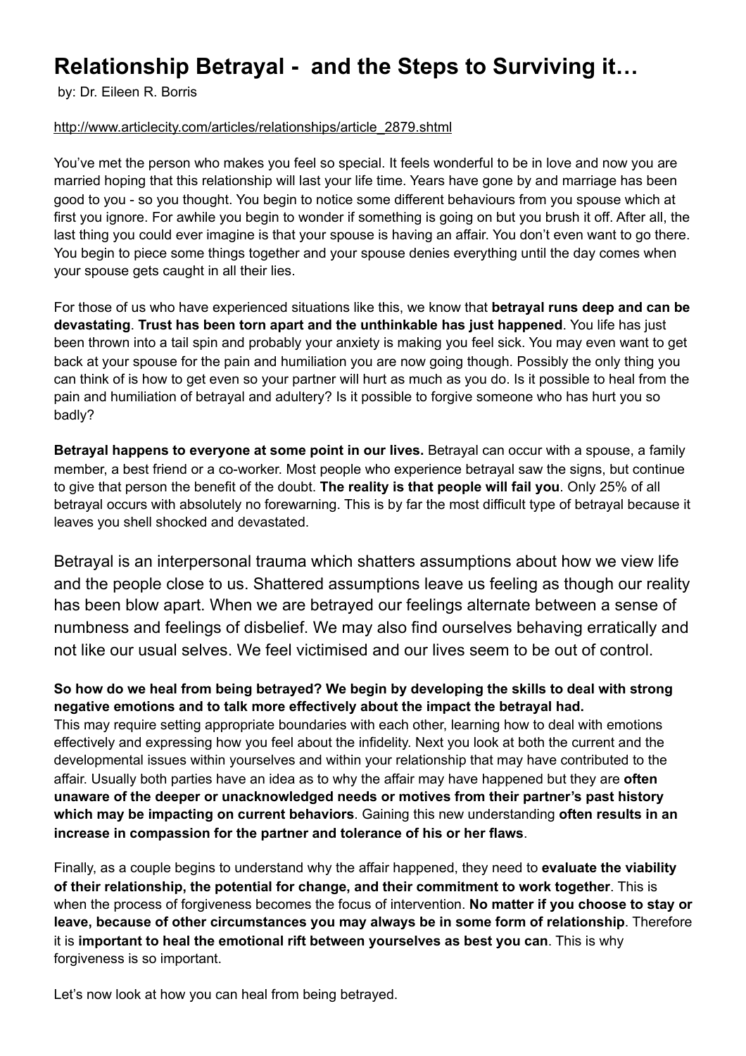# Relationship Betrayal - and the Steps to Surviving it…

by: Dr. Eileen R. Borris

http://www.articlecity.com/articles/relationships/article_2879.shtml

You've met the person who makes you feel so special. It feels wonderful to be in love and now you are married hoping that this relationship will last your life time. Years have gone by and marriage has been good to you - so you thought. You begin to notice some different behaviours from you spouse which at first you ignore. For awhile you begin to wonder if something is going on but you brush it off. After all, the last thing you could ever imagine is that your spouse is having an affair. You don't even want to go there. You begin to piece some things together and your spouse denies everything until the day comes when your spouse gets caught in all their lies.

For those of us who have experienced situations like this, we know that **betrayal runs deep and can be devastating**. **Trust has been torn apart and the unthinkable has just happened**. You life has just been thrown into a tail spin and probably your anxiety is making you feel sick. You may even want to get back at your spouse for the pain and humiliation you are now going though. Possibly the only thing you can think of is how to get even so your partner will hurt as much as you do. Is it possible to heal from the pain and humiliation of betrayal and adultery? Is it possible to forgive someone who has hurt you so badly?

**Betrayal happens to everyone at some point in our lives.** Betrayal can occur with a spouse, a family member, a best friend or a co-worker. Most people who experience betrayal saw the signs, but continue to give that person the benefit of the doubt. **The reality is that people will fail you**. Only 25% of all betrayal occurs with absolutely no forewarning. This is by far the most difficult type of betrayal because it leaves you shell shocked and devastated.

Betrayal is an interpersonal trauma which shatters assumptions about how we view life and the people close to us. Shattered assumptions leave us feeling as though our reality has been blow apart. When we are betrayed our feelings alternate between a sense of numbness and feelings of disbelief. We may also find ourselves behaving erratically and not like our usual selves. We feel victimised and our lives seem to be out of control.

**So how do we heal from being betrayed? We begin by developing the skills to deal with strong negative emotions and to talk more effectively about the impact the betrayal had.**
This may require setting appropriate boundaries with each other, learning how to deal with emotions effectively and expressing how you feel about the infidelity. Next you look at both the current and the developmental issues within yourselves and within your relationship that may have contributed to the affair. Usually both parties have an idea as to why the affair may have happened but they are **often unaware of the deeper or unacknowledged needs or motives from their partner's past history which may be impacting on current behaviors**. Gaining this new understanding **often results in an increase in compassion for the partner and tolerance of his or her flaws**.

Finally, as a couple begins to understand why the affair happened, they need to **evaluate the viability of their relationship, the potential for change, and their commitment to work together**. This is when the process of forgiveness becomes the focus of intervention. **No matter if you choose to stay or leave, because of other circumstances you may always be in some form of relationship**. Therefore it is **important to heal the emotional rift between yourselves as best you can**. This is why forgiveness is so important.

Let's now look at how you can heal from being betrayed.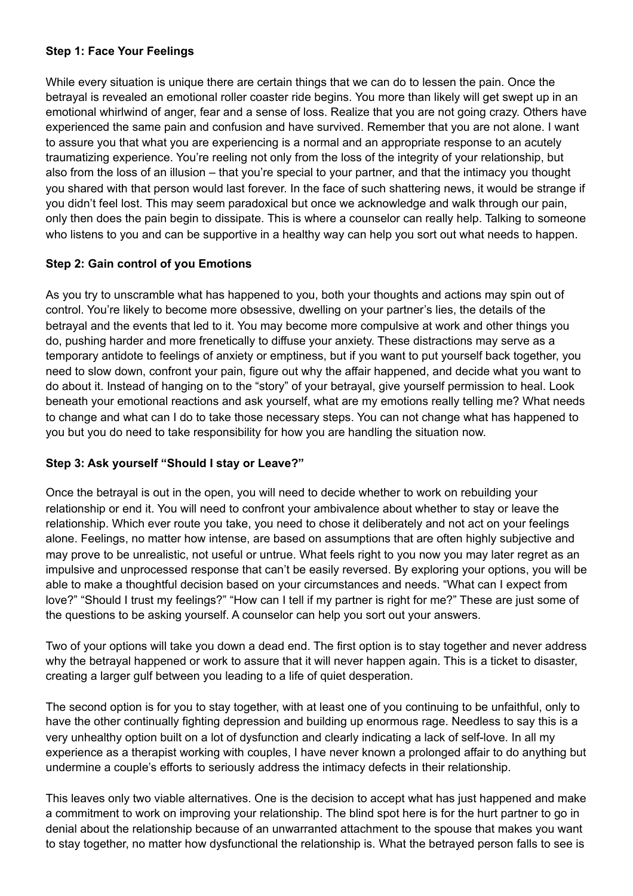**Step 1: Face Your Feelings**

While every situation is unique there are certain things that we can do to lessen the pain. Once the betrayal is revealed an emotional roller coaster ride begins. You more than likely will get swept up in an emotional whirlwind of anger, fear and a sense of loss. Realize that you are not going crazy. Others have experienced the same pain and confusion and have survived. Remember that you are not alone. I want to assure you that what you are experiencing is a normal and an appropriate response to an acutely traumatizing experience. You're reeling not only from the loss of the integrity of your relationship, but also from the loss of an illusion – that you're special to your partner, and that the intimacy you thought you shared with that person would last forever. In the face of such shattering news, it would be strange if you didn't feel lost. This may seem paradoxical but once we acknowledge and walk through our pain, only then does the pain begin to dissipate. This is where a counselor can really help. Talking to someone who listens to you and can be supportive in a healthy way can help you sort out what needs to happen.

**Step 2: Gain control of you Emotions**

As you try to unscramble what has happened to you, both your thoughts and actions may spin out of control. You're likely to become more obsessive, dwelling on your partner's lies, the details of the betrayal and the events that led to it. You may become more compulsive at work and other things you do, pushing harder and more frenetically to diffuse your anxiety. These distractions may serve as a temporary antidote to feelings of anxiety or emptiness, but if you want to put yourself back together, you need to slow down, confront your pain, figure out why the affair happened, and decide what you want to do about it. Instead of hanging on to the "story" of your betrayal, give yourself permission to heal. Look beneath your emotional reactions and ask yourself, what are my emotions really telling me? What needs to change and what can I do to take those necessary steps. You can not change what has happened to you but you do need to take responsibility for how you are handling the situation now.

**Step 3: Ask yourself "Should I stay or Leave?"**

Once the betrayal is out in the open, you will need to decide whether to work on rebuilding your relationship or end it. You will need to confront your ambivalence about whether to stay or leave the relationship. Which ever route you take, you need to chose it deliberately and not act on your feelings alone. Feelings, no matter how intense, are based on assumptions that are often highly subjective and may prove to be unrealistic, not useful or untrue. What feels right to you now you may later regret as an impulsive and unprocessed response that can't be easily reversed. By exploring your options, you will be able to make a thoughtful decision based on your circumstances and needs. "What can I expect from love?" "Should I trust my feelings?" "How can I tell if my partner is right for me?" These are just some of the questions to be asking yourself. A counselor can help you sort out your answers.

Two of your options will take you down a dead end. The first option is to stay together and never address why the betrayal happened or work to assure that it will never happen again. This is a ticket to disaster, creating a larger gulf between you leading to a life of quiet desperation.

The second option is for you to stay together, with at least one of you continuing to be unfaithful, only to have the other continually fighting depression and building up enormous rage. Needless to say this is a very unhealthy option built on a lot of dysfunction and clearly indicating a lack of self-love. In all my experience as a therapist working with couples, I have never known a prolonged affair to do anything but undermine a couple's efforts to seriously address the intimacy defects in their relationship.

This leaves only two viable alternatives. One is the decision to accept what has just happened and make a commitment to work on improving your relationship. The blind spot here is for the hurt partner to go in denial about the relationship because of an unwarranted attachment to the spouse that makes you want to stay together, no matter how dysfunctional the relationship is. What the betrayed person falls to see is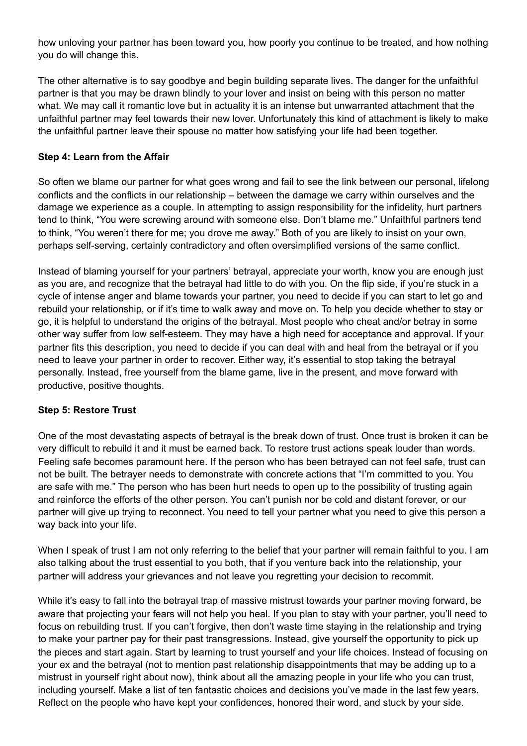how unloving your partner has been toward you, how poorly you continue to be treated, and how nothing you do will change this.

The other alternative is to say goodbye and begin building separate lives. The danger for the unfaithful partner is that you may be drawn blindly to your lover and insist on being with this person no matter what. We may call it romantic love but in actuality it is an intense but unwarranted attachment that the unfaithful partner may feel towards their new lover. Unfortunately this kind of attachment is likely to make the unfaithful partner leave their spouse no matter how satisfying your life had been together.

**Step 4: Learn from the Affair**

So often we blame our partner for what goes wrong and fail to see the link between our personal, lifelong conflicts and the conflicts in our relationship – between the damage we carry within ourselves and the damage we experience as a couple. In attempting to assign responsibility for the infidelity, hurt partners tend to think, "You were screwing around with someone else. Don't blame me." Unfaithful partners tend to think, "You weren't there for me; you drove me away." Both of you are likely to insist on your own, perhaps self-serving, certainly contradictory and often oversimplified versions of the same conflict.

Instead of blaming yourself for your partners' betrayal, appreciate your worth, know you are enough just as you are, and recognize that the betrayal had little to do with you. On the flip side, if you're stuck in a cycle of intense anger and blame towards your partner, you need to decide if you can start to let go and rebuild your relationship, or if it's time to walk away and move on. To help you decide whether to stay or go, it is helpful to understand the origins of the betrayal. Most people who cheat and/or betray in some other way suffer from low self-esteem. They may have a high need for acceptance and approval. If your partner fits this description, you need to decide if you can deal with and heal from the betrayal or if you need to leave your partner in order to recover. Either way, it's essential to stop taking the betrayal personally. Instead, free yourself from the blame game, live in the present, and move forward with productive, positive thoughts.

**Step 5: Restore Trust**

One of the most devastating aspects of betrayal is the break down of trust. Once trust is broken it can be very difficult to rebuild it and it must be earned back. To restore trust actions speak louder than words. Feeling safe becomes paramount here. If the person who has been betrayed can not feel safe, trust can not be built. The betrayer needs to demonstrate with concrete actions that "I'm committed to you. You are safe with me." The person who has been hurt needs to open up to the possibility of trusting again and reinforce the efforts of the other person. You can't punish nor be cold and distant forever, or our partner will give up trying to reconnect. You need to tell your partner what you need to give this person a way back into your life.

When I speak of trust I am not only referring to the belief that your partner will remain faithful to you. I am also talking about the trust essential to you both, that if you venture back into the relationship, your partner will address your grievances and not leave you regretting your decision to recommit.

While it's easy to fall into the betrayal trap of massive mistrust towards your partner moving forward, be aware that projecting your fears will not help you heal. If you plan to stay with your partner, you'll need to focus on rebuilding trust. If you can't forgive, then don't waste time staying in the relationship and trying to make your partner pay for their past transgressions. Instead, give yourself the opportunity to pick up the pieces and start again. Start by learning to trust yourself and your life choices. Instead of focusing on your ex and the betrayal (not to mention past relationship disappointments that may be adding up to a mistrust in yourself right about now), think about all the amazing people in your life who you can trust, including yourself. Make a list of ten fantastic choices and decisions you've made in the last few years. Reflect on the people who have kept your confidences, honored their word, and stuck by your side.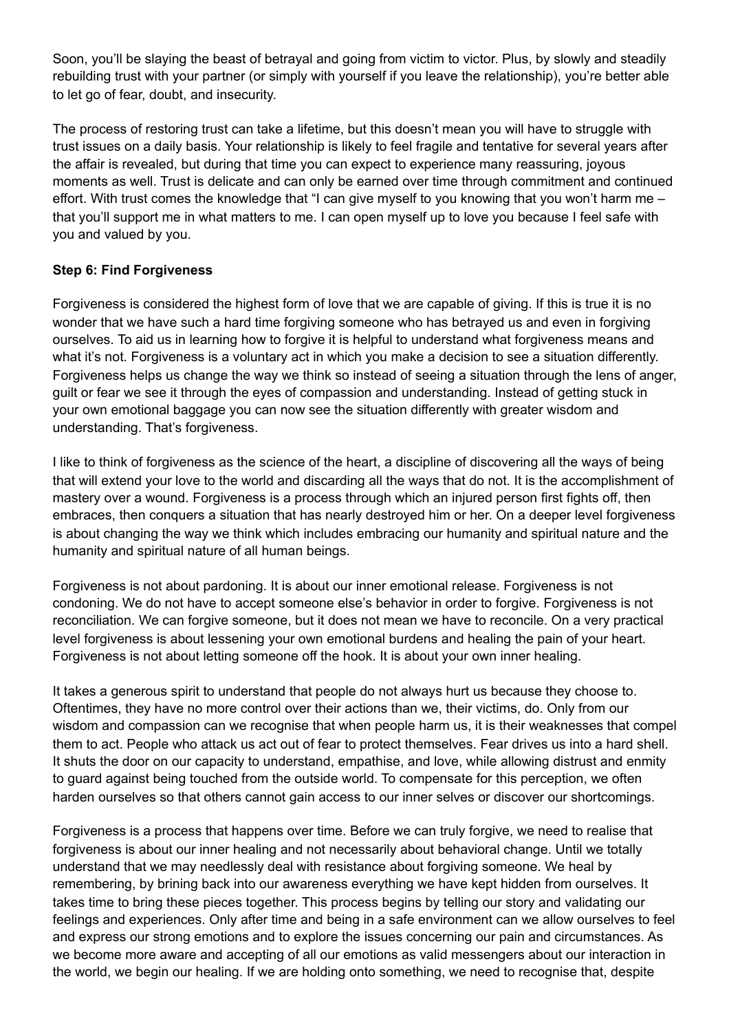Soon, you'll be slaying the beast of betrayal and going from victim to victor. Plus, by slowly and steadily rebuilding trust with your partner (or simply with yourself if you leave the relationship), you're better able to let go of fear, doubt, and insecurity.

The process of restoring trust can take a lifetime, but this doesn't mean you will have to struggle with trust issues on a daily basis. Your relationship is likely to feel fragile and tentative for several years after the affair is revealed, but during that time you can expect to experience many reassuring, joyous moments as well. Trust is delicate and can only be earned over time through commitment and continued effort. With trust comes the knowledge that "I can give myself to you knowing that you won't harm me – that you'll support me in what matters to me. I can open myself up to love you because I feel safe with you and valued by you.

**Step 6: Find Forgiveness**

Forgiveness is considered the highest form of love that we are capable of giving. If this is true it is no wonder that we have such a hard time forgiving someone who has betrayed us and even in forgiving ourselves. To aid us in learning how to forgive it is helpful to understand what forgiveness means and what it's not. Forgiveness is a voluntary act in which you make a decision to see a situation differently. Forgiveness helps us change the way we think so instead of seeing a situation through the lens of anger, guilt or fear we see it through the eyes of compassion and understanding. Instead of getting stuck in your own emotional baggage you can now see the situation differently with greater wisdom and understanding. That's forgiveness.

I like to think of forgiveness as the science of the heart, a discipline of discovering all the ways of being that will extend your love to the world and discarding all the ways that do not. It is the accomplishment of mastery over a wound. Forgiveness is a process through which an injured person first fights off, then embraces, then conquers a situation that has nearly destroyed him or her. On a deeper level forgiveness is about changing the way we think which includes embracing our humanity and spiritual nature and the humanity and spiritual nature of all human beings.

Forgiveness is not about pardoning. It is about our inner emotional release. Forgiveness is not condoning. We do not have to accept someone else's behavior in order to forgive. Forgiveness is not reconciliation. We can forgive someone, but it does not mean we have to reconcile. On a very practical level forgiveness is about lessening your own emotional burdens and healing the pain of your heart. Forgiveness is not about letting someone off the hook. It is about your own inner healing.

It takes a generous spirit to understand that people do not always hurt us because they choose to. Oftentimes, they have no more control over their actions than we, their victims, do. Only from our wisdom and compassion can we recognise that when people harm us, it is their weaknesses that compel them to act. People who attack us act out of fear to protect themselves. Fear drives us into a hard shell. It shuts the door on our capacity to understand, empathise, and love, while allowing distrust and enmity to guard against being touched from the outside world. To compensate for this perception, we often harden ourselves so that others cannot gain access to our inner selves or discover our shortcomings.

Forgiveness is a process that happens over time. Before we can truly forgive, we need to realise that forgiveness is about our inner healing and not necessarily about behavioral change. Until we totally understand that we may needlessly deal with resistance about forgiving someone. We heal by remembering, by brining back into our awareness everything we have kept hidden from ourselves. It takes time to bring these pieces together. This process begins by telling our story and validating our feelings and experiences. Only after time and being in a safe environment can we allow ourselves to feel and express our strong emotions and to explore the issues concerning our pain and circumstances. As we become more aware and accepting of all our emotions as valid messengers about our interaction in the world, we begin our healing. If we are holding onto something, we need to recognise that, despite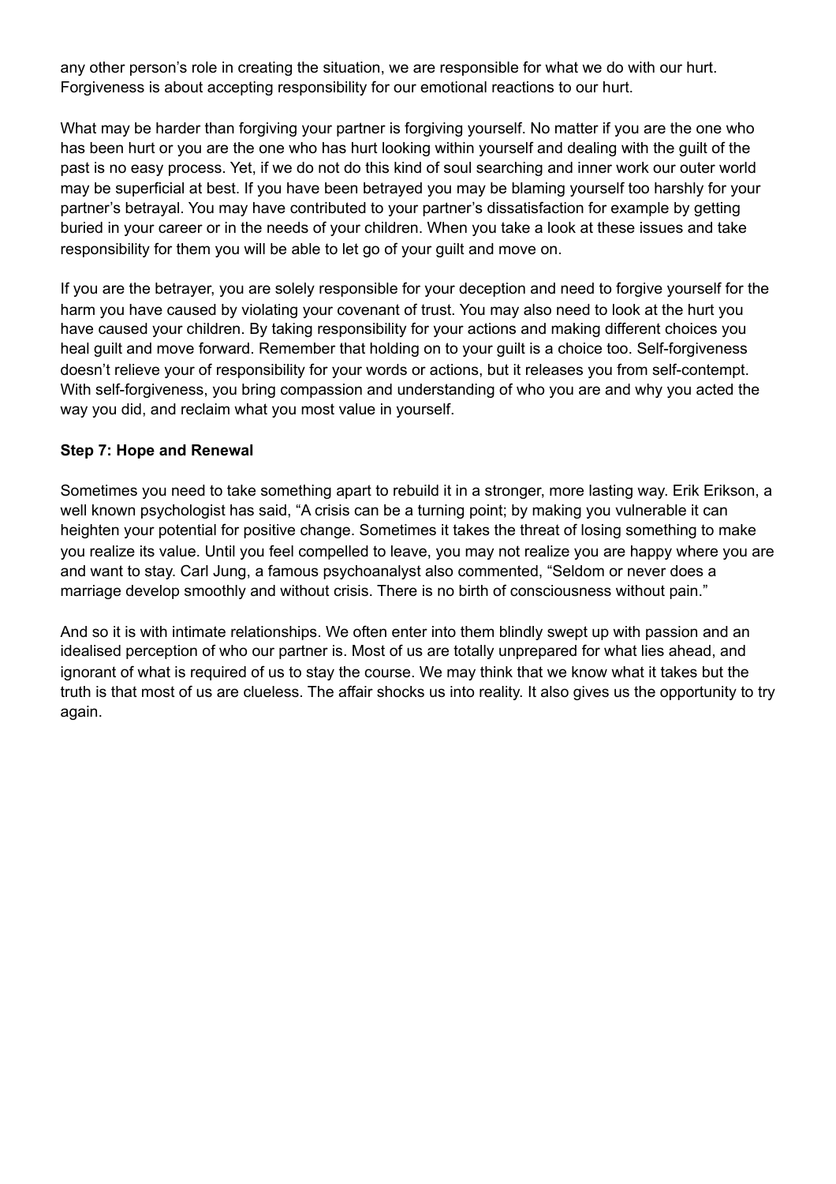any other person's role in creating the situation, we are responsible for what we do with our hurt. Forgiveness is about accepting responsibility for our emotional reactions to our hurt.

What may be harder than forgiving your partner is forgiving yourself. No matter if you are the one who has been hurt or you are the one who has hurt looking within yourself and dealing with the guilt of the past is no easy process. Yet, if we do not do this kind of soul searching and inner work our outer world may be superficial at best. If you have been betrayed you may be blaming yourself too harshly for your partner's betrayal. You may have contributed to your partner's dissatisfaction for example by getting buried in your career or in the needs of your children. When you take a look at these issues and take responsibility for them you will be able to let go of your guilt and move on.

If you are the betrayer, you are solely responsible for your deception and need to forgive yourself for the harm you have caused by violating your covenant of trust. You may also need to look at the hurt you have caused your children. By taking responsibility for your actions and making different choices you heal guilt and move forward. Remember that holding on to your guilt is a choice too. Self-forgiveness doesn't relieve your of responsibility for your words or actions, but it releases you from self-contempt. With self-forgiveness, you bring compassion and understanding of who you are and why you acted the way you did, and reclaim what you most value in yourself.

**Step 7: Hope and Renewal**

Sometimes you need to take something apart to rebuild it in a stronger, more lasting way. Erik Erikson, a well known psychologist has said, "A crisis can be a turning point; by making you vulnerable it can heighten your potential for positive change. Sometimes it takes the threat of losing something to make you realize its value. Until you feel compelled to leave, you may not realize you are happy where you are and want to stay. Carl Jung, a famous psychoanalyst also commented, "Seldom or never does a marriage develop smoothly and without crisis. There is no birth of consciousness without pain."

And so it is with intimate relationships. We often enter into them blindly swept up with passion and an idealised perception of who our partner is. Most of us are totally unprepared for what lies ahead, and ignorant of what is required of us to stay the course. We may think that we know what it takes but the truth is that most of us are clueless. The affair shocks us into reality. It also gives us the opportunity to try again.